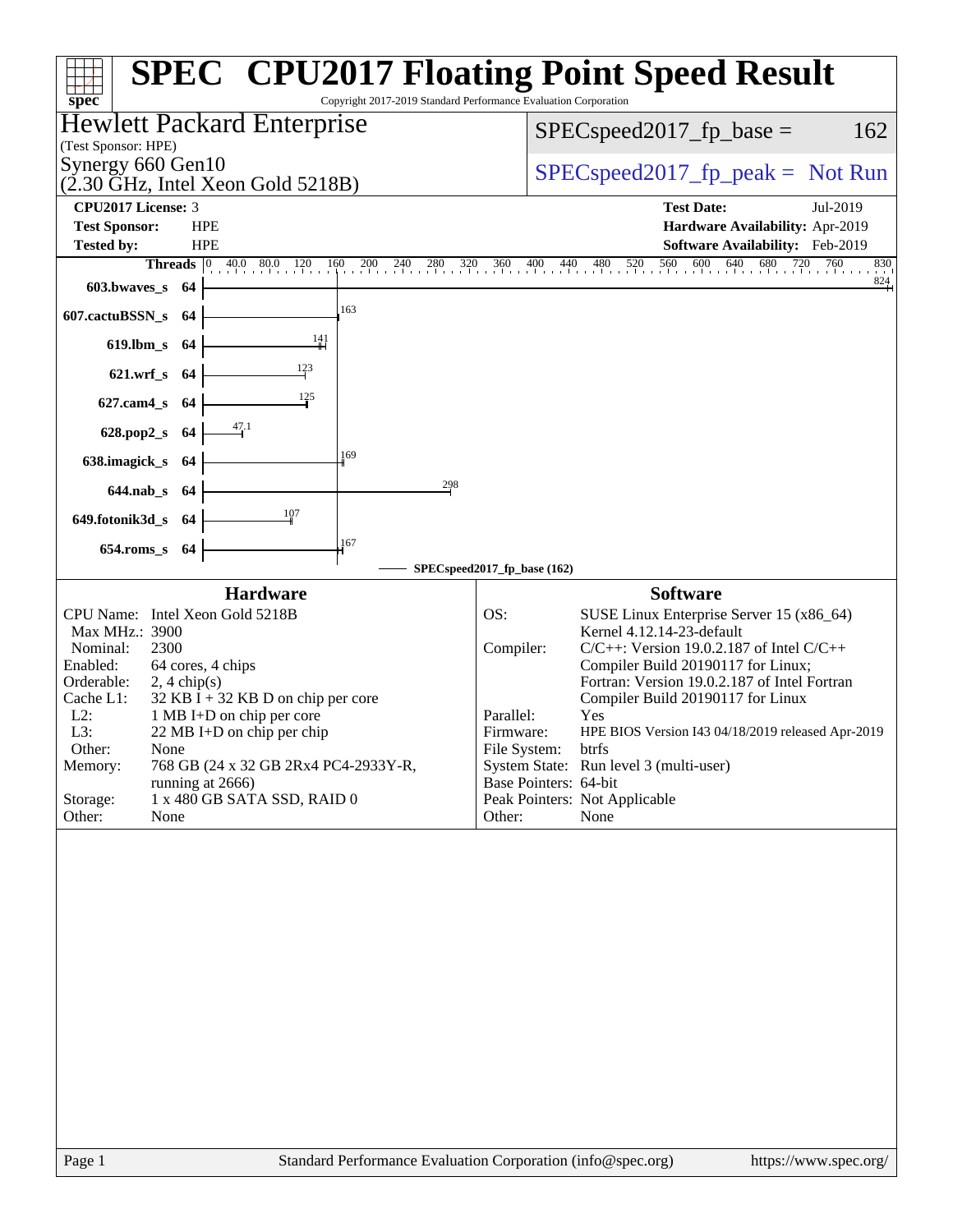# SPEC CPU2017 Floating Point Speed Result

Copyright 2017-2019 Standard Performance Evaluation Corporation

## Hewlett Packard Enterprise

(Test Sponsor: HPE)

Synergy 660 Gen10

(2.30 GHz, Intel Xeon Gold 5218B)

SPECspeed2017_fp_base = 162

SPECspeed2017_fp_peak = Not Run

**CPU2017 License:** 3
**Test Sponsor:** HPE
**Tested by:** HPE

**Test Date:** Jul-2019
**Hardware Availability:** Apr-2019
**Software Availability:** Feb-2019

Threads 0 40.0 80.0 120 160 200 240 280 320 360 400 440 480 520 560 600 640 680 720 760 830

603.bwaves_s 64 — 824
607.cactuBSSN_s 64 — 163
619.lbm_s 64 — 141
621.wrf_s 64 — 123
627.cam4_s 64 — 125
628.pop2_s 64 — 47.1
638.imagick_s 64 — 169
644.nab_s 64 — 298
649.fotonik3d_s 64 — 107
654.roms_s 64 — 167

SPECspeed2017_fp_base (162)

### Hardware

| | |
|---|---|
| CPU Name: | Intel Xeon Gold 5218B |
| Max MHz.: | 3900 |
| Nominal: | 2300 |
| Enabled: | 64 cores, 4 chips |
| Orderable: | 2, 4 chip(s) |
| Cache L1: | 32 KB I + 32 KB D on chip per core |
| L2: | 1 MB I+D on chip per core |
| L3: | 22 MB I+D on chip per chip |
| Other: | None |
| Memory: | 768 GB (24 x 32 GB 2Rx4 PC4-2933Y-R, running at 2666) |
| Storage: | 1 x 480 GB SATA SSD, RAID 0 |
| Other: | None |

### Software

| | |
|---|---|
| OS: | SUSE Linux Enterprise Server 15 (x86_64) Kernel 4.12.14-23-default |
| Compiler: | C/C++: Version 19.0.2.187 of Intel C/C++ Compiler Build 20190117 for Linux; Fortran: Version 19.0.2.187 of Intel Fortran Compiler Build 20190117 for Linux |
| Parallel: | Yes |
| Firmware: | HPE BIOS Version I43 04/18/2019 released Apr-2019 |
| File System: | btrfs |
| System State: | Run level 3 (multi-user) |
| Base Pointers: | 64-bit |
| Peak Pointers: | Not Applicable |
| Other: | None |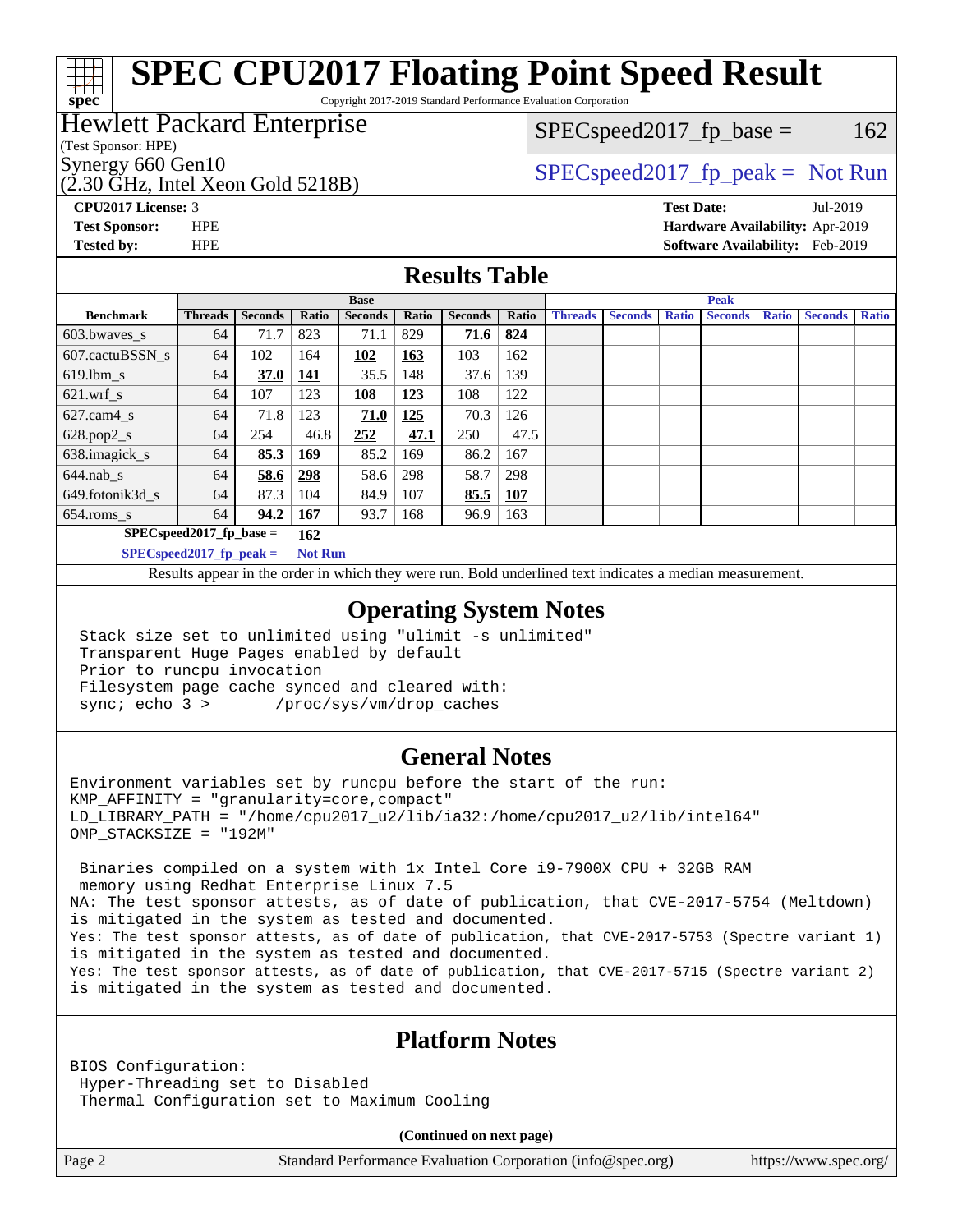# SPEC CPU2017 Floating Point Speed Result

Copyright 2017-2019 Standard Performance Evaluation Corporation

**Hewlett Packard Enterprise**
(Test Sponsor: HPE)
Synergy 660 Gen10
(2.30 GHz, Intel Xeon Gold 5218B)

SPECspeed2017_fp_base = 162

SPECspeed2017_fp_peak = Not Run

**CPU2017 License:** 3
**Test Sponsor:** HPE
**Tested by:** HPE

**Test Date:** Jul-2019
**Hardware Availability:** Apr-2019
**Software Availability:** Feb-2019

## Results Table

| | Base | | | | | | | Peak | | | | | | |
|---|---|---|---|---|---|---|---|---|---|---|---|---|---|---|
| **Benchmark** | **Threads** | **Seconds** | **Ratio** | **Seconds** | **Ratio** | **Seconds** | **Ratio** | **Threads** | **Seconds** | **Ratio** | **Seconds** | **Ratio** | **Seconds** | **Ratio** |
| 603.bwaves_s | 64 | 71.7 | 823 | 71.1 | 829 | **71.6** | **824** | | | | | | | |
| 607.cactuBSSN_s | 64 | 102 | 164 | **102** | **163** | 103 | 162 | | | | | | | |
| 619.lbm_s | 64 | **37.0** | **141** | 35.5 | 148 | 37.6 | 139 | | | | | | | |
| 621.wrf_s | 64 | 107 | 123 | **108** | **123** | 108 | 122 | | | | | | | |
| 627.cam4_s | 64 | 71.8 | 123 | **71.0** | **125** | 70.3 | 126 | | | | | | | |
| 628.pop2_s | 64 | 254 | 46.8 | **252** | **47.1** | 250 | 47.5 | | | | | | | |
| 638.imagick_s | 64 | **85.3** | **169** | 85.2 | 169 | 86.2 | 167 | | | | | | | |
| 644.nab_s | 64 | **58.6** | **298** | 58.6 | 298 | 58.7 | 298 | | | | | | | |
| 649.fotonik3d_s | 64 | 87.3 | 104 | 84.9 | 107 | **85.5** | **107** | | | | | | | |
| 654.roms_s | 64 | **94.2** | **167** | 93.7 | 168 | 96.9 | 163 | | | | | | | |

**SPECspeed2017_fp_base =** **162**

**SPECspeed2017_fp_peak =** **Not Run**

Results appear in the order in which they were run. Bold underlined text indicates a median measurement.

## Operating System Notes

```
Stack size set to unlimited using "ulimit -s unlimited"
Transparent Huge Pages enabled by default
Prior to runcpu invocation
Filesystem page cache synced and cleared with:
sync; echo 3 >       /proc/sys/vm/drop_caches
```

## General Notes

```
Environment variables set by runcpu before the start of the run:
KMP_AFFINITY = "granularity=core,compact"
LD_LIBRARY_PATH = "/home/cpu2017_u2/lib/ia32:/home/cpu2017_u2/lib/intel64"
OMP_STACKSIZE = "192M"

 Binaries compiled on a system with 1x Intel Core i9-7900X CPU + 32GB RAM
 memory using Redhat Enterprise Linux 7.5
NA: The test sponsor attests, as of date of publication, that CVE-2017-5754 (Meltdown)
is mitigated in the system as tested and documented.
Yes: The test sponsor attests, as of date of publication, that CVE-2017-5753 (Spectre variant 1)
is mitigated in the system as tested and documented.
Yes: The test sponsor attests, as of date of publication, that CVE-2017-5715 (Spectre variant 2)
is mitigated in the system as tested and documented.
```

## Platform Notes

```
BIOS Configuration:
 Hyper-Threading set to Disabled
 Thermal Configuration set to Maximum Cooling
```

**(Continued on next page)**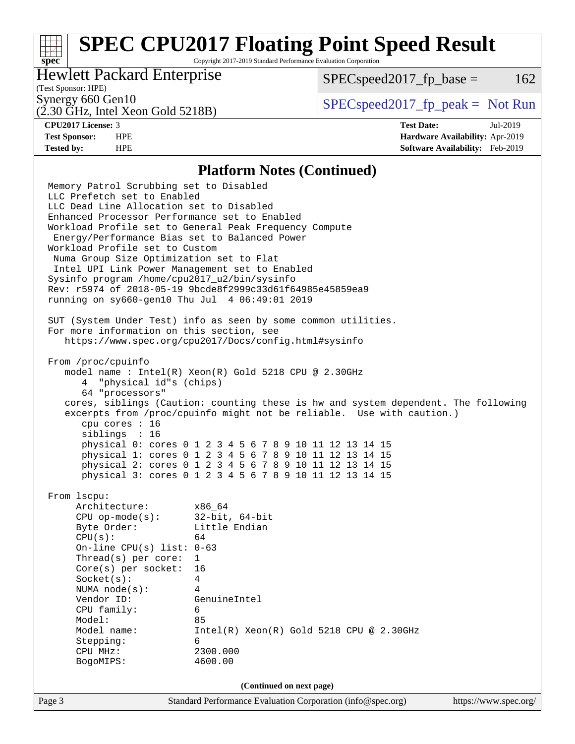# SPEC CPU2017 Floating Point Speed Result

Copyright 2017-2019 Standard Performance Evaluation Corporation

**Hewlett Packard Enterprise**
(Test Sponsor: HPE)

Synergy 660 Gen10
(2.30 GHz, Intel Xeon Gold 5218B)

SPECspeed2017_fp_base = 162

SPECspeed2017_fp_peak = Not Run

**CPU2017 License:** 3
**Test Sponsor:** HPE
**Tested by:** HPE

**Test Date:** Jul-2019
**Hardware Availability:** Apr-2019
**Software Availability:** Feb-2019

## Platform Notes (Continued)

```
Memory Patrol Scrubbing set to Disabled
LLC Prefetch set to Enabled
LLC Dead Line Allocation set to Disabled
Enhanced Processor Performance set to Enabled
Workload Profile set to General Peak Frequency Compute
 Energy/Performance Bias set to Balanced Power
Workload Profile set to Custom
 Numa Group Size Optimization set to Flat
 Intel UPI Link Power Management set to Enabled
Sysinfo program /home/cpu2017_u2/bin/sysinfo
Rev: r5974 of 2018-05-19 9bcde8f2999c33d61f64985e45859ea9
running on sy660-gen10 Thu Jul  4 06:49:01 2019

SUT (System Under Test) info as seen by some common utilities.
For more information on this section, see
   https://www.spec.org/cpu2017/Docs/config.html#sysinfo

From /proc/cpuinfo
   model name : Intel(R) Xeon(R) Gold 5218 CPU @ 2.30GHz
      4  "physical id"s (chips)
      64 "processors"
   cores, siblings (Caution: counting these is hw and system dependent. The following
   excerpts from /proc/cpuinfo might not be reliable.  Use with caution.)
      cpu cores : 16
      siblings  : 16
      physical 0: cores 0 1 2 3 4 5 6 7 8 9 10 11 12 13 14 15
      physical 1: cores 0 1 2 3 4 5 6 7 8 9 10 11 12 13 14 15
      physical 2: cores 0 1 2 3 4 5 6 7 8 9 10 11 12 13 14 15
      physical 3: cores 0 1 2 3 4 5 6 7 8 9 10 11 12 13 14 15

From lscpu:
     Architecture:        x86_64
     CPU op-mode(s):      32-bit, 64-bit
     Byte Order:          Little Endian
     CPU(s):              64
     On-line CPU(s) list: 0-63
     Thread(s) per core:  1
     Core(s) per socket:  16
     Socket(s):           4
     NUMA node(s):        4
     Vendor ID:           GenuineIntel
     CPU family:          6
     Model:               85
     Model name:          Intel(R) Xeon(R) Gold 5218 CPU @ 2.30GHz
     Stepping:            6
     CPU MHz:             2300.000
     BogoMIPS:            4600.00
```

**(Continued on next page)**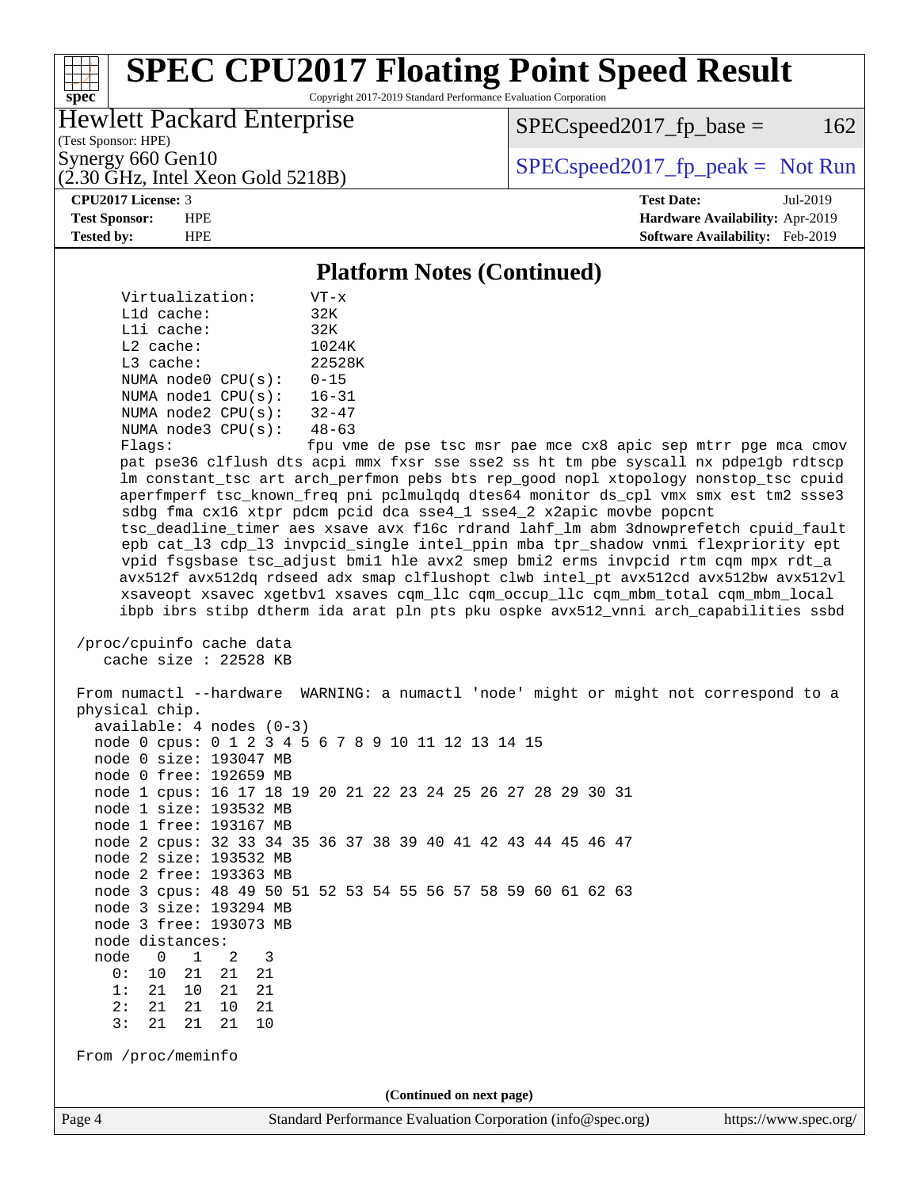## Platform Notes (Continued)

```
    Virtualization:      VT-x
    L1d cache:           32K
    L1i cache:           32K
    L2 cache:            1024K
    L3 cache:            22528K
    NUMA node0 CPU(s):   0-15
    NUMA node1 CPU(s):   16-31
    NUMA node2 CPU(s):   32-47
    NUMA node3 CPU(s):   48-63
    Flags:               fpu vme de pse tsc msr pae mce cx8 apic sep mtrr pge mca cmov
    pat pse36 clflush dts acpi mmx fxsr sse sse2 ss ht tm pbe syscall nx pdpe1gb rdtscp
    lm constant_tsc art arch_perfmon pebs bts rep_good nopl xtopology nonstop_tsc cpuid
    aperfmperf tsc_known_freq pni pclmulqdq dtes64 monitor ds_cpl vmx smx est tm2 ssse3
    sdbg fma cx16 xtpr pdcm pcid dca sse4_1 sse4_2 x2apic movbe popcnt
    tsc_deadline_timer aes xsave avx f16c rdrand lahf_lm abm 3dnowprefetch cpuid_fault
    epb cat_l3 cdp_l3 invpcid_single intel_ppin mba tpr_shadow vnmi flexpriority ept
    vpid fsgsbase tsc_adjust bmi1 hle avx2 smep bmi2 erms invpcid rtm cqm mpx rdt_a
    avx512f avx512dq rdseed adx smap clflushopt clwb intel_pt avx512cd avx512bw avx512vl
    xsaveopt xsavec xgetbv1 xsaves cqm_llc cqm_occup_llc cqm_mbm_total cqm_mbm_local
    ibpb ibrs stibp dtherm ida arat pln pts pku ospke avx512_vnni arch_capabilities ssbd

 /proc/cpuinfo cache data
    cache size : 22528 KB

 From numactl --hardware  WARNING: a numactl 'node' might or might not correspond to a
 physical chip.
   available: 4 nodes (0-3)
   node 0 cpus: 0 1 2 3 4 5 6 7 8 9 10 11 12 13 14 15
   node 0 size: 193047 MB
   node 0 free: 192659 MB
   node 1 cpus: 16 17 18 19 20 21 22 23 24 25 26 27 28 29 30 31
   node 1 size: 193532 MB
   node 1 free: 193167 MB
   node 2 cpus: 32 33 34 35 36 37 38 39 40 41 42 43 44 45 46 47
   node 2 size: 193532 MB
   node 2 free: 193363 MB
   node 3 cpus: 48 49 50 51 52 53 54 55 56 57 58 59 60 61 62 63
   node 3 size: 193294 MB
   node 3 free: 193073 MB
   node distances:
   node   0   1   2   3
     0:  10  21  21  21
     1:  21  10  21  21
     2:  21  21  10  21
     3:  21  21  21  10

 From /proc/meminfo
```

(Continued on next page)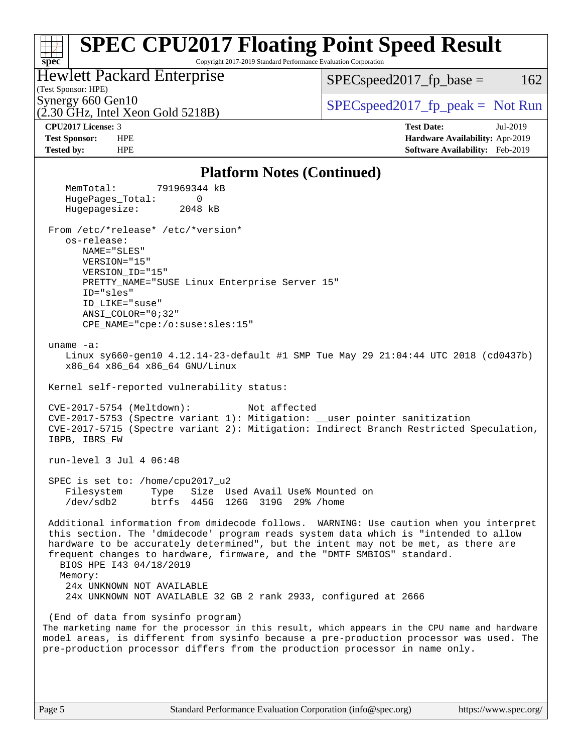## Platform Notes (Continued)

```
   MemTotal:       791969344 kB
   HugePages_Total:       0
   Hugepagesize:       2048 kB

 From /etc/*release* /etc/*version*
   os-release:
      NAME="SLES"
      VERSION="15"
      VERSION_ID="15"
      PRETTY_NAME="SUSE Linux Enterprise Server 15"
      ID="sles"
      ID_LIKE="suse"
      ANSI_COLOR="0;32"
      CPE_NAME="cpe:/o:suse:sles:15"

 uname -a:
   Linux sy660-gen10 4.12.14-23-default #1 SMP Tue May 29 21:04:44 UTC 2018 (cd0437b)
   x86_64 x86_64 x86_64 GNU/Linux

 Kernel self-reported vulnerability status:

 CVE-2017-5754 (Meltdown):          Not affected
 CVE-2017-5753 (Spectre variant 1): Mitigation: __user pointer sanitization
 CVE-2017-5715 (Spectre variant 2): Mitigation: Indirect Branch Restricted Speculation,
 IBPB, IBRS_FW

 run-level 3 Jul 4 06:48

 SPEC is set to: /home/cpu2017_u2
   Filesystem     Type   Size  Used Avail Use% Mounted on
   /dev/sdb2      btrfs  445G  126G  319G  29% /home

 Additional information from dmidecode follows.  WARNING: Use caution when you interpret
 this section. The 'dmidecode' program reads system data which is "intended to allow
 hardware to be accurately determined", but the intent may not be met, as there are
 frequent changes to hardware, firmware, and the "DMTF SMBIOS" standard.
   BIOS HPE I43 04/18/2019
   Memory:
    24x UNKNOWN NOT AVAILABLE
    24x UNKNOWN NOT AVAILABLE 32 GB 2 rank 2933, configured at 2666

 (End of data from sysinfo program)
```

The marketing name for the processor in this result, which appears in the CPU name and hardware model areas, is different from sysinfo because a pre-production processor was used. The pre-production processor differs from the production processor in name only.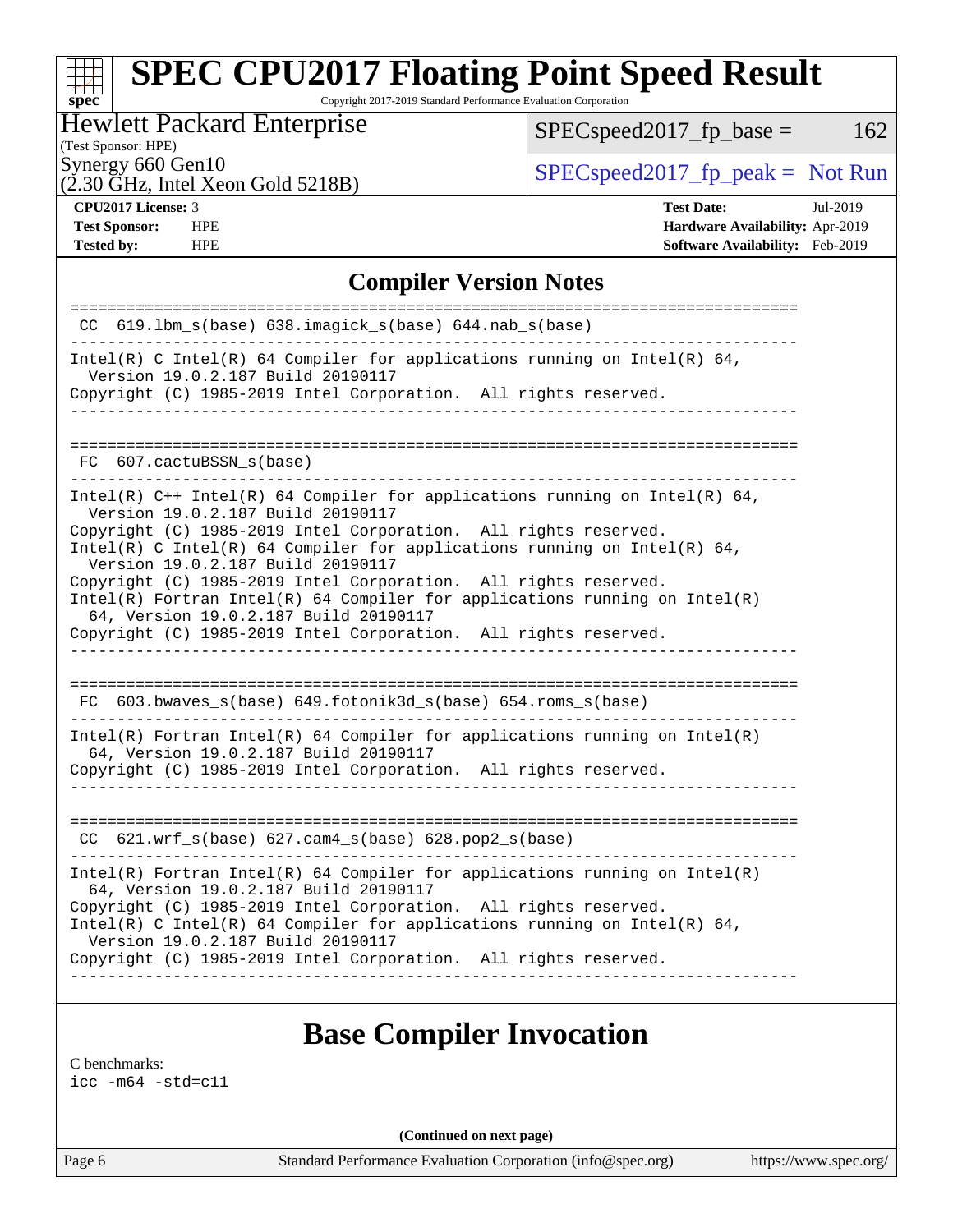# SPEC CPU2017 Floating Point Speed Result

Copyright 2017-2019 Standard Performance Evaluation Corporation

Hewlett Packard Enterprise
(Test Sponsor: HPE)
Synergy 660 Gen10
(2.30 GHz, Intel Xeon Gold 5218B)

SPECspeed2017_fp_base = 162

SPECspeed2017_fp_peak = Not Run

**CPU2017 License:** 3
**Test Sponsor:** HPE
**Tested by:** HPE

**Test Date:** Jul-2019
**Hardware Availability:** Apr-2019
**Software Availability:** Feb-2019

## Compiler Version Notes

```
==============================================================================
 CC  619.lbm_s(base) 638.imagick_s(base) 644.nab_s(base)
------------------------------------------------------------------------------
Intel(R) C Intel(R) 64 Compiler for applications running on Intel(R) 64,
  Version 19.0.2.187 Build 20190117
Copyright (C) 1985-2019 Intel Corporation.  All rights reserved.
------------------------------------------------------------------------------

==============================================================================
 FC  607.cactuBSSN_s(base)
------------------------------------------------------------------------------
Intel(R) C++ Intel(R) 64 Compiler for applications running on Intel(R) 64,
  Version 19.0.2.187 Build 20190117
Copyright (C) 1985-2019 Intel Corporation.  All rights reserved.
Intel(R) C Intel(R) 64 Compiler for applications running on Intel(R) 64,
  Version 19.0.2.187 Build 20190117
Copyright (C) 1985-2019 Intel Corporation.  All rights reserved.
Intel(R) Fortran Intel(R) 64 Compiler for applications running on Intel(R)
  64, Version 19.0.2.187 Build 20190117
Copyright (C) 1985-2019 Intel Corporation.  All rights reserved.
------------------------------------------------------------------------------

==============================================================================
 FC  603.bwaves_s(base) 649.fotonik3d_s(base) 654.roms_s(base)
------------------------------------------------------------------------------
Intel(R) Fortran Intel(R) 64 Compiler for applications running on Intel(R)
  64, Version 19.0.2.187 Build 20190117
Copyright (C) 1985-2019 Intel Corporation.  All rights reserved.
------------------------------------------------------------------------------

==============================================================================
 CC  621.wrf_s(base) 627.cam4_s(base) 628.pop2_s(base)
------------------------------------------------------------------------------
Intel(R) Fortran Intel(R) 64 Compiler for applications running on Intel(R)
  64, Version 19.0.2.187 Build 20190117
Copyright (C) 1985-2019 Intel Corporation.  All rights reserved.
Intel(R) C Intel(R) 64 Compiler for applications running on Intel(R) 64,
  Version 19.0.2.187 Build 20190117
Copyright (C) 1985-2019 Intel Corporation.  All rights reserved.
------------------------------------------------------------------------------
```

## Base Compiler Invocation

C benchmarks:
icc -m64 -std=c11

(Continued on next page)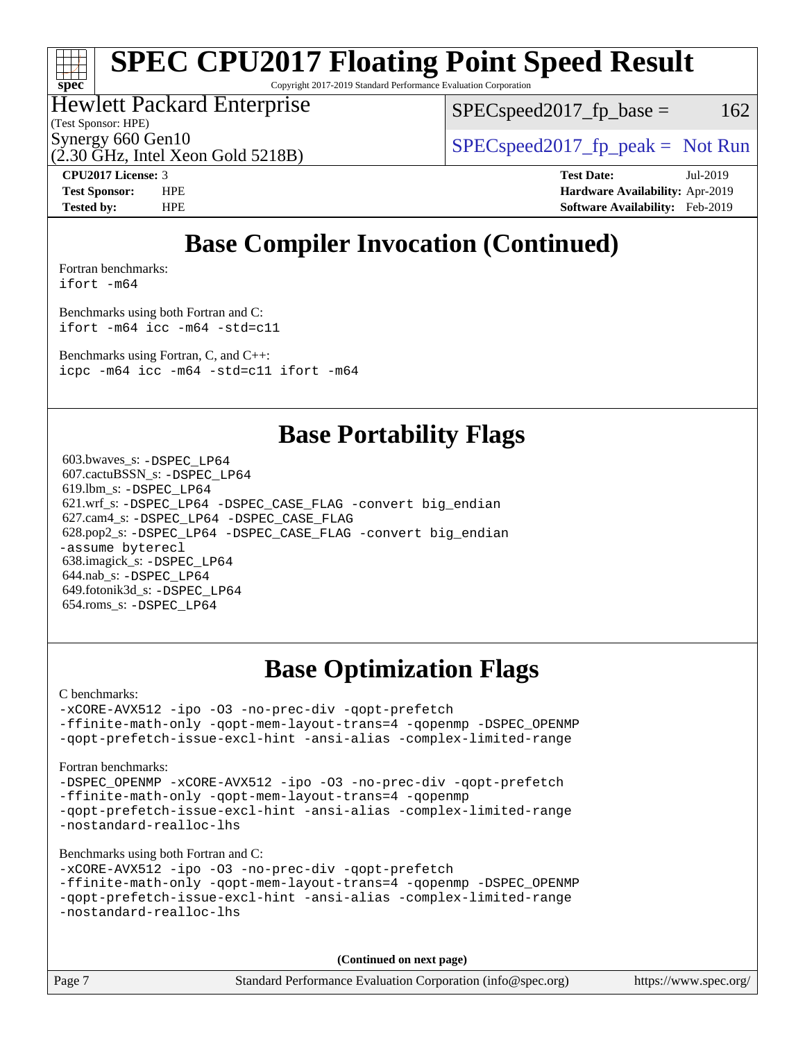## Base Compiler Invocation (Continued)

Fortran benchmarks:
```
ifort -m64
```

Benchmarks using both Fortran and C:
```
ifort -m64 icc -m64 -std=c11
```

Benchmarks using Fortran, C, and C++:
```
icpc -m64 icc -m64 -std=c11 ifort -m64
```

## Base Portability Flags

603.bwaves_s: -DSPEC_LP64
607.cactuBSSN_s: -DSPEC_LP64
619.lbm_s: -DSPEC_LP64
621.wrf_s: -DSPEC_LP64 -DSPEC_CASE_FLAG -convert big_endian
627.cam4_s: -DSPEC_LP64 -DSPEC_CASE_FLAG
628.pop2_s: -DSPEC_LP64 -DSPEC_CASE_FLAG -convert big_endian -assume byterecl
638.imagick_s: -DSPEC_LP64
644.nab_s: -DSPEC_LP64
649.fotonik3d_s: -DSPEC_LP64
654.roms_s: -DSPEC_LP64

## Base Optimization Flags

C benchmarks:
```
-xCORE-AVX512 -ipo -O3 -no-prec-div -qopt-prefetch
-ffinite-math-only -qopt-mem-layout-trans=4 -qopenmp -DSPEC_OPENMP
-qopt-prefetch-issue-excl-hint -ansi-alias -complex-limited-range
```

Fortran benchmarks:
```
-DSPEC_OPENMP -xCORE-AVX512 -ipo -O3 -no-prec-div -qopt-prefetch
-ffinite-math-only -qopt-mem-layout-trans=4 -qopenmp
-qopt-prefetch-issue-excl-hint -ansi-alias -complex-limited-range
-nostandard-realloc-lhs
```

Benchmarks using both Fortran and C:
```
-xCORE-AVX512 -ipo -O3 -no-prec-div -qopt-prefetch
-ffinite-math-only -qopt-mem-layout-trans=4 -qopenmp -DSPEC_OPENMP
-qopt-prefetch-issue-excl-hint -ansi-alias -complex-limited-range
-nostandard-realloc-lhs
```

**(Continued on next page)**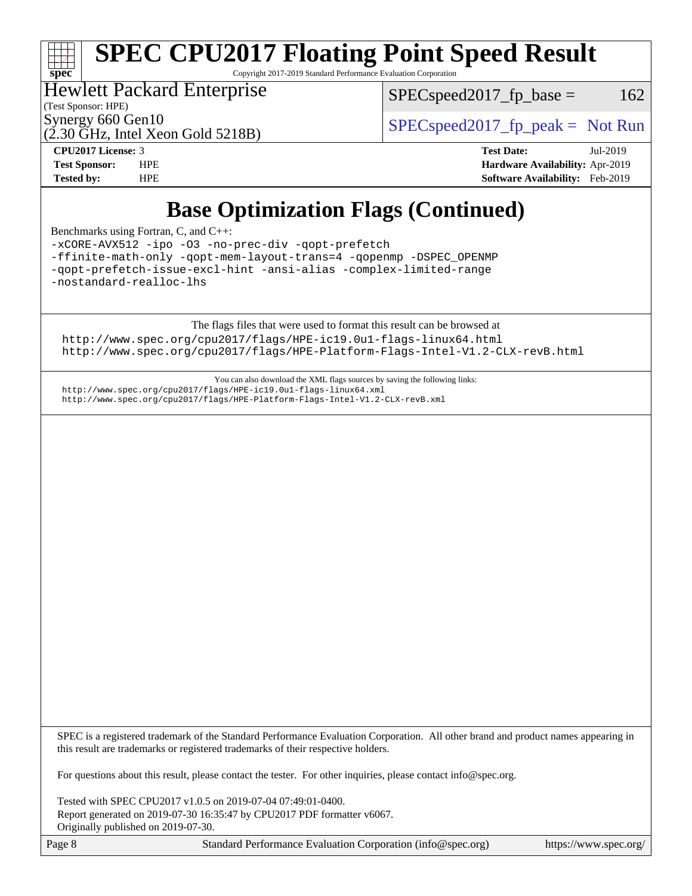# SPEC CPU2017 Floating Point Speed Result

Copyright 2017-2019 Standard Performance Evaluation Corporation

Hewlett Packard Enterprise
(Test Sponsor: HPE)
Synergy 660 Gen10
(2.30 GHz, Intel Xeon Gold 5218B)

SPECspeed2017_fp_base = 162

SPECspeed2017_fp_peak = Not Run

**CPU2017 License:** 3
**Test Sponsor:** HPE
**Tested by:** HPE

**Test Date:** Jul-2019
**Hardware Availability:** Apr-2019
**Software Availability:** Feb-2019

## Base Optimization Flags (Continued)

Benchmarks using Fortran, C, and C++:

```
-xCORE-AVX512 -ipo -O3 -no-prec-div -qopt-prefetch
-ffinite-math-only -qopt-mem-layout-trans=4 -qopenmp -DSPEC_OPENMP
-qopt-prefetch-issue-excl-hint -ansi-alias -complex-limited-range
-nostandard-realloc-lhs
```

The flags files that were used to format this result can be browsed at

http://www.spec.org/cpu2017/flags/HPE-ic19.0u1-flags-linux64.html
http://www.spec.org/cpu2017/flags/HPE-Platform-Flags-Intel-V1.2-CLX-revB.html

You can also download the XML flags sources by saving the following links:

http://www.spec.org/cpu2017/flags/HPE-ic19.0u1-flags-linux64.xml
http://www.spec.org/cpu2017/flags/HPE-Platform-Flags-Intel-V1.2-CLX-revB.xml

SPEC is a registered trademark of the Standard Performance Evaluation Corporation. All other brand and product names appearing in this result are trademarks or registered trademarks of their respective holders.

For questions about this result, please contact the tester. For other inquiries, please contact info@spec.org.

Tested with SPEC CPU2017 v1.0.5 on 2019-07-04 07:49:01-0400.
Report generated on 2019-07-30 16:35:47 by CPU2017 PDF formatter v6067.
Originally published on 2019-07-30.